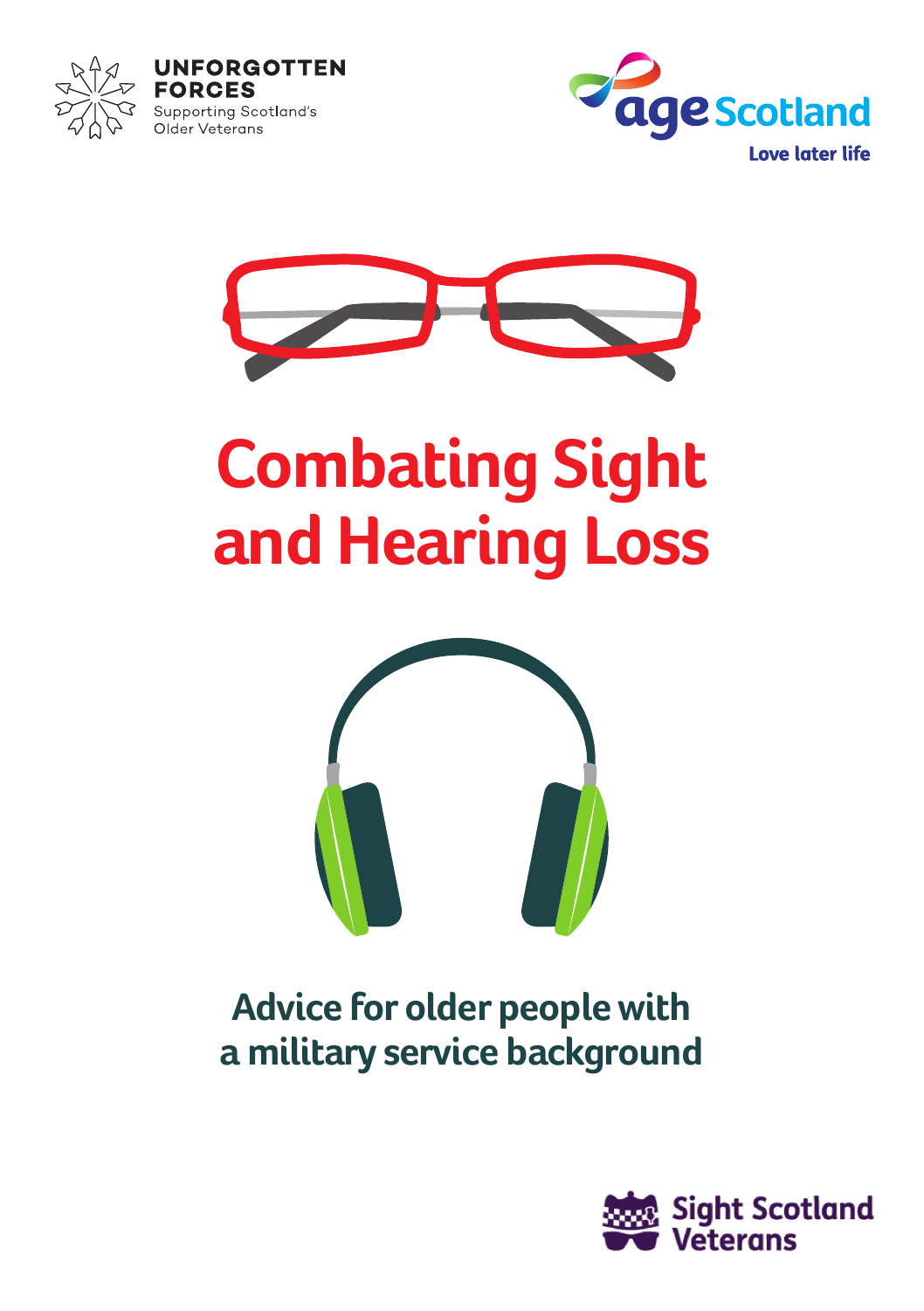UNFORGOTTEN FORCES
Supporting Scotland's Older Veterans

age Scotland
Love later life

# Combating Sight and Hearing Loss

## Advice for older people with a military service background

Sight Scotland Veterans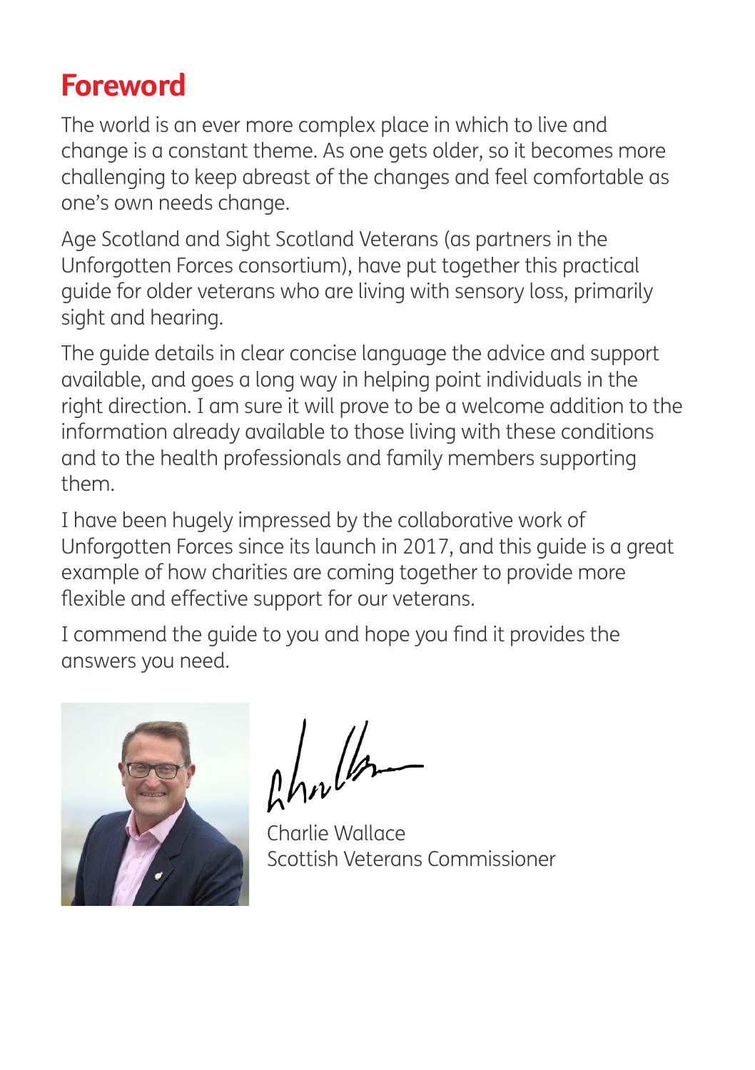# Foreword

The world is an ever more complex place in which to live and change is a constant theme. As one gets older, so it becomes more challenging to keep abreast of the changes and feel comfortable as one's own needs change.

Age Scotland and Sight Scotland Veterans (as partners in the Unforgotten Forces consortium), have put together this practical guide for older veterans who are living with sensory loss, primarily sight and hearing.

The guide details in clear concise language the advice and support available, and goes a long way in helping point individuals in the right direction. I am sure it will prove to be a welcome addition to the information already available to those living with these conditions and to the health professionals and family members supporting them.

I have been hugely impressed by the collaborative work of Unforgotten Forces since its launch in 2017, and this guide is a great example of how charities are coming together to provide more flexible and effective support for our veterans.

I commend the guide to you and hope you find it provides the answers you need.

Charlie Wallace
Scottish Veterans Commissioner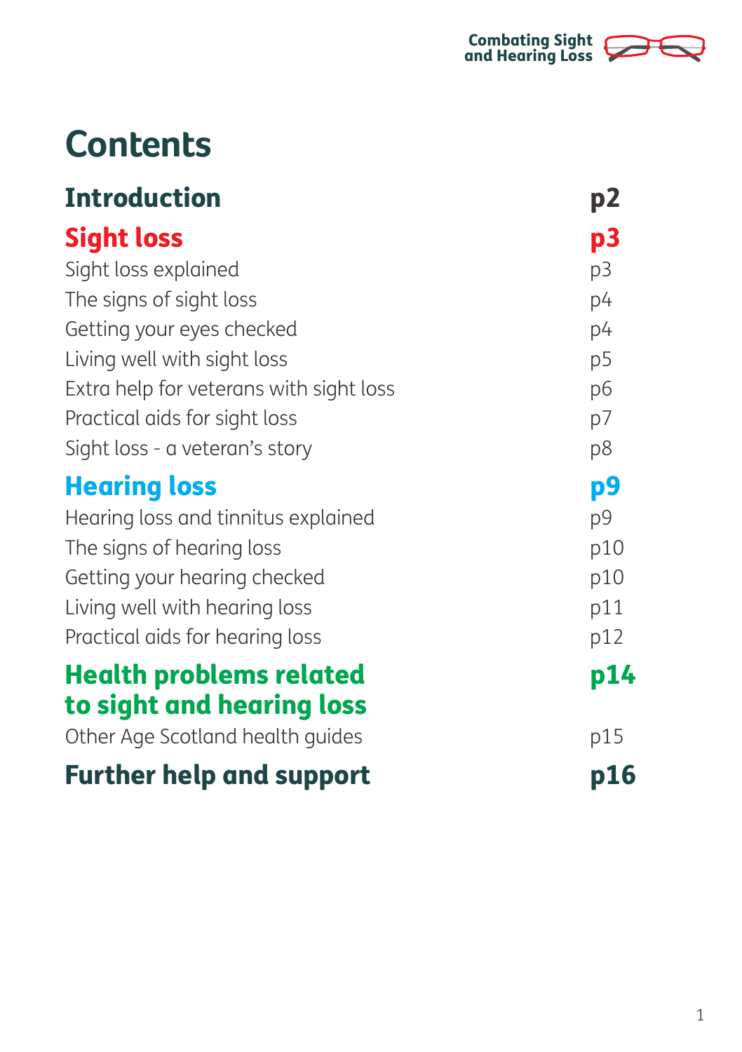# Contents

| | |
|---|---|
| **Introduction** | **p2** |
| **Sight loss** | **p3** |
| Sight loss explained | p3 |
| The signs of sight loss | p4 |
| Getting your eyes checked | p4 |
| Living well with sight loss | p5 |
| Extra help for veterans with sight loss | p6 |
| Practical aids for sight loss | p7 |
| Sight loss - a veteran’s story | p8 |
| **Hearing loss** | **p9** |
| Hearing loss and tinnitus explained | p9 |
| The signs of hearing loss | p10 |
| Getting your hearing checked | p10 |
| Living well with hearing loss | p11 |
| Practical aids for hearing loss | p12 |
| **Health problems related to sight and hearing loss** | **p14** |
| Other Age Scotland health guides | p15 |
| **Further help and support** | **p16** |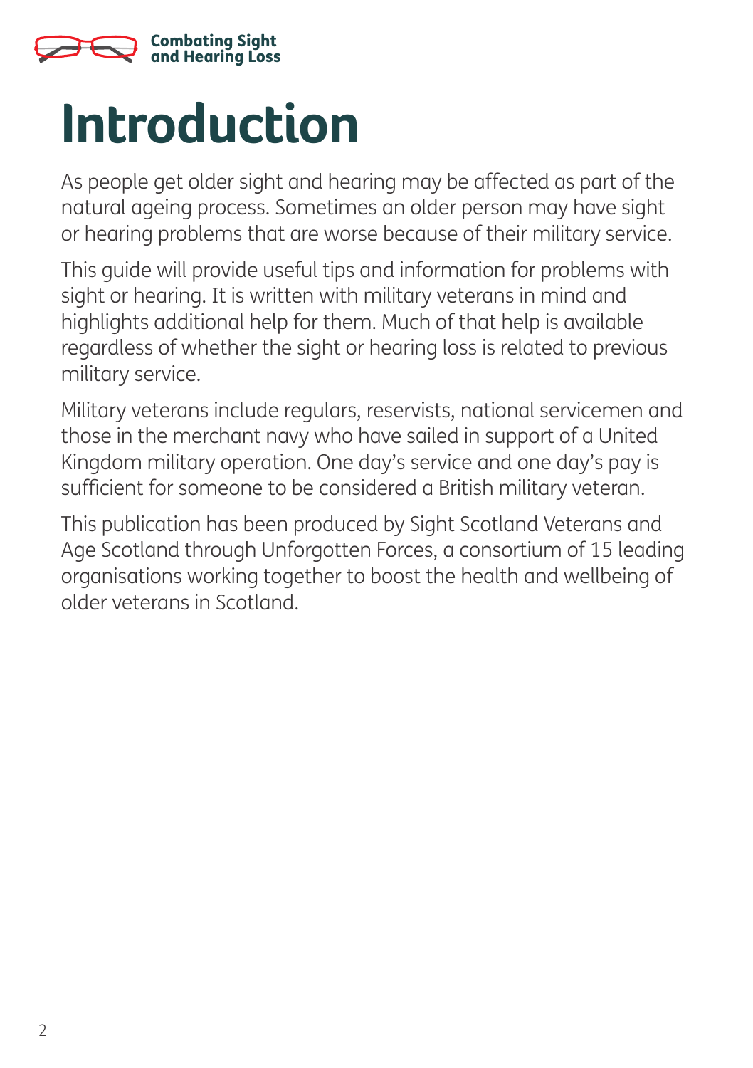# Introduction

As people get older sight and hearing may be affected as part of the natural ageing process. Sometimes an older person may have sight or hearing problems that are worse because of their military service.

This guide will provide useful tips and information for problems with sight or hearing. It is written with military veterans in mind and highlights additional help for them. Much of that help is available regardless of whether the sight or hearing loss is related to previous military service.

Military veterans include regulars, reservists, national servicemen and those in the merchant navy who have sailed in support of a United Kingdom military operation. One day's service and one day's pay is sufficient for someone to be considered a British military veteran.

This publication has been produced by Sight Scotland Veterans and Age Scotland through Unforgotten Forces, a consortium of 15 leading organisations working together to boost the health and wellbeing of older veterans in Scotland.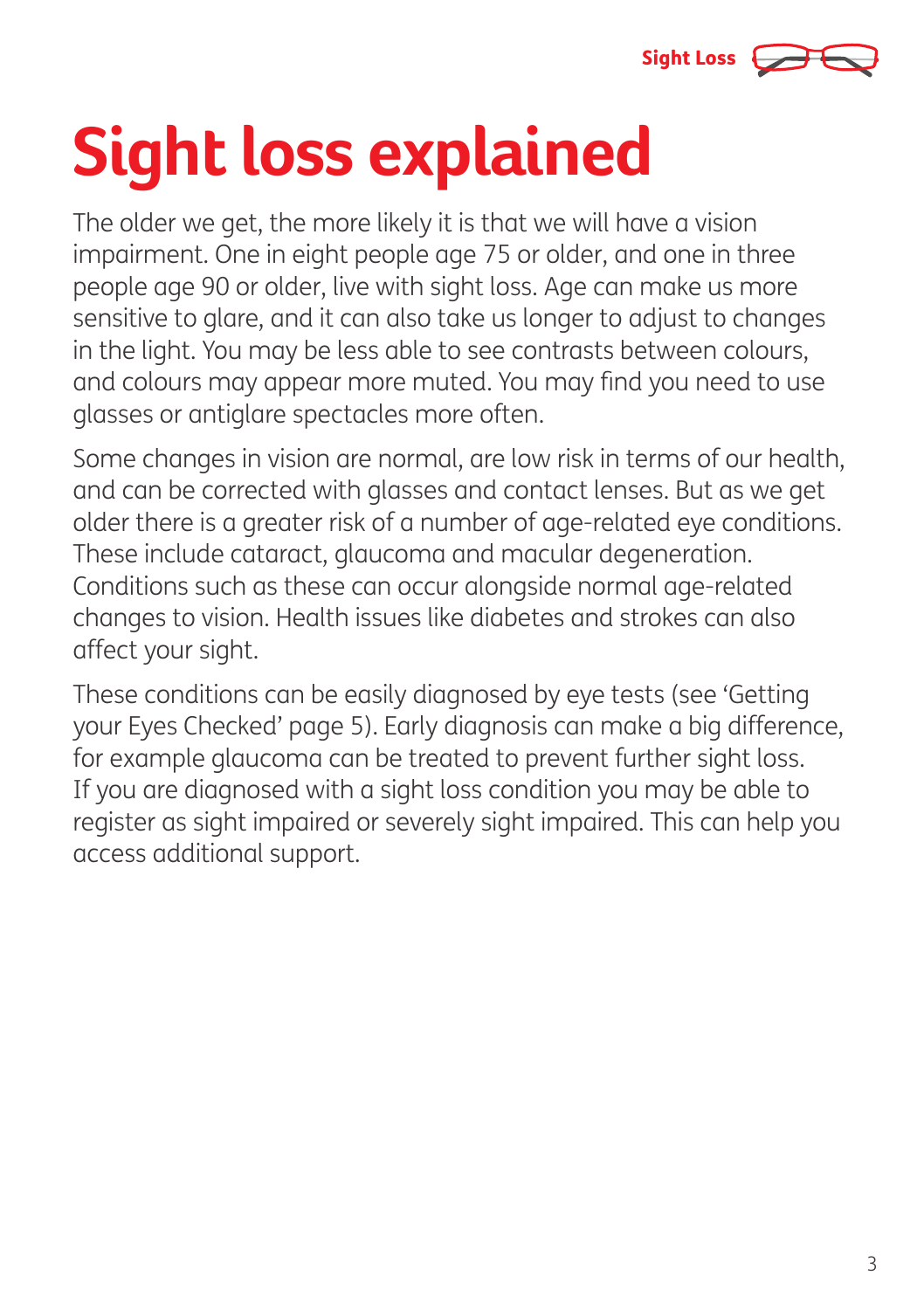# Sight loss explained

The older we get, the more likely it is that we will have a vision impairment. One in eight people age 75 or older, and one in three people age 90 or older, live with sight loss. Age can make us more sensitive to glare, and it can also take us longer to adjust to changes in the light. You may be less able to see contrasts between colours, and colours may appear more muted. You may find you need to use glasses or antiglare spectacles more often.

Some changes in vision are normal, are low risk in terms of our health, and can be corrected with glasses and contact lenses. But as we get older there is a greater risk of a number of age-related eye conditions. These include cataract, glaucoma and macular degeneration. Conditions such as these can occur alongside normal age-related changes to vision. Health issues like diabetes and strokes can also affect your sight.

These conditions can be easily diagnosed by eye tests (see 'Getting your Eyes Checked' page 5). Early diagnosis can make a big difference, for example glaucoma can be treated to prevent further sight loss. If you are diagnosed with a sight loss condition you may be able to register as sight impaired or severely sight impaired. This can help you access additional support.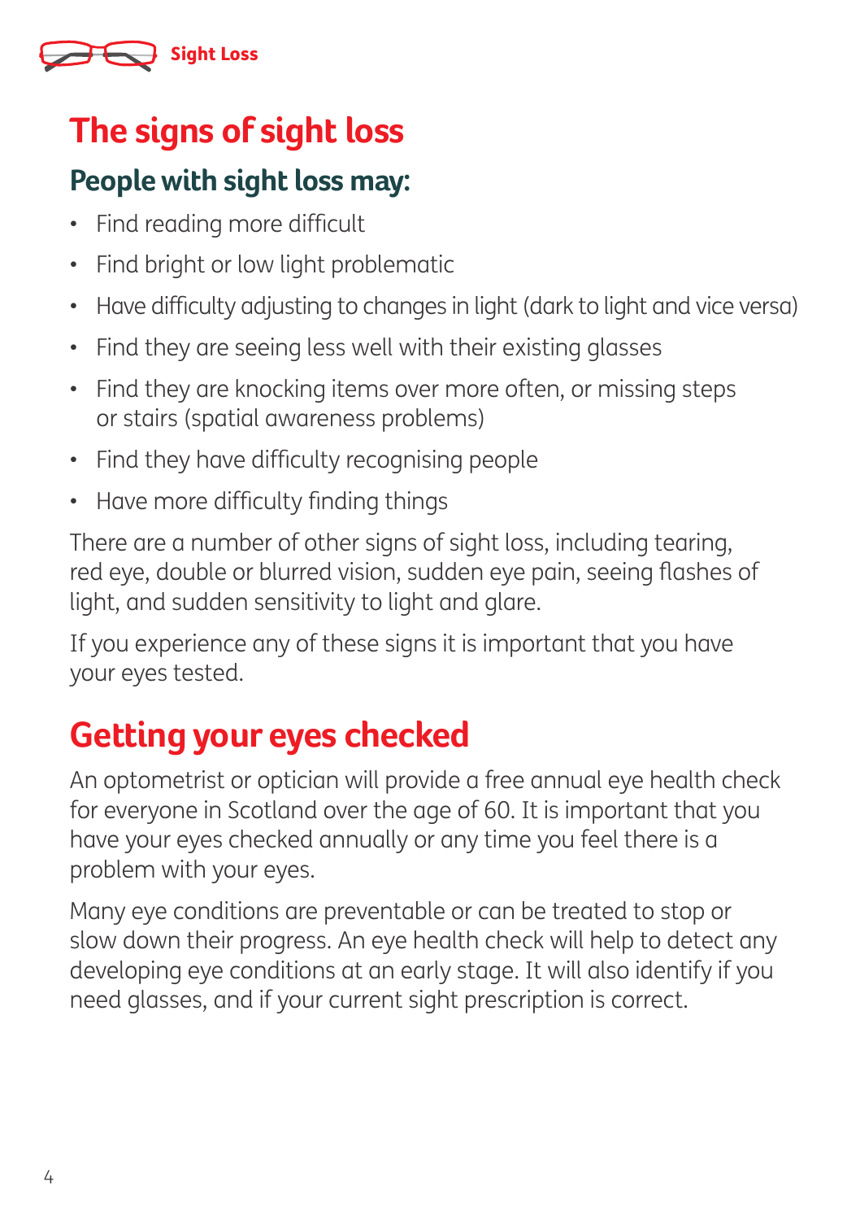# The signs of sight loss

## People with sight loss may:

- Find reading more difficult
- Find bright or low light problematic
- Have difficulty adjusting to changes in light (dark to light and vice versa)
- Find they are seeing less well with their existing glasses
- Find they are knocking items over more often, or missing steps or stairs (spatial awareness problems)
- Find they have difficulty recognising people
- Have more difficulty finding things

There are a number of other signs of sight loss, including tearing, red eye, double or blurred vision, sudden eye pain, seeing flashes of light, and sudden sensitivity to light and glare.

If you experience any of these signs it is important that you have your eyes tested.

# Getting your eyes checked

An optometrist or optician will provide a free annual eye health check for everyone in Scotland over the age of 60. It is important that you have your eyes checked annually or any time you feel there is a problem with your eyes.

Many eye conditions are preventable or can be treated to stop or slow down their progress. An eye health check will help to detect any developing eye conditions at an early stage. It will also identify if you need glasses, and if your current sight prescription is correct.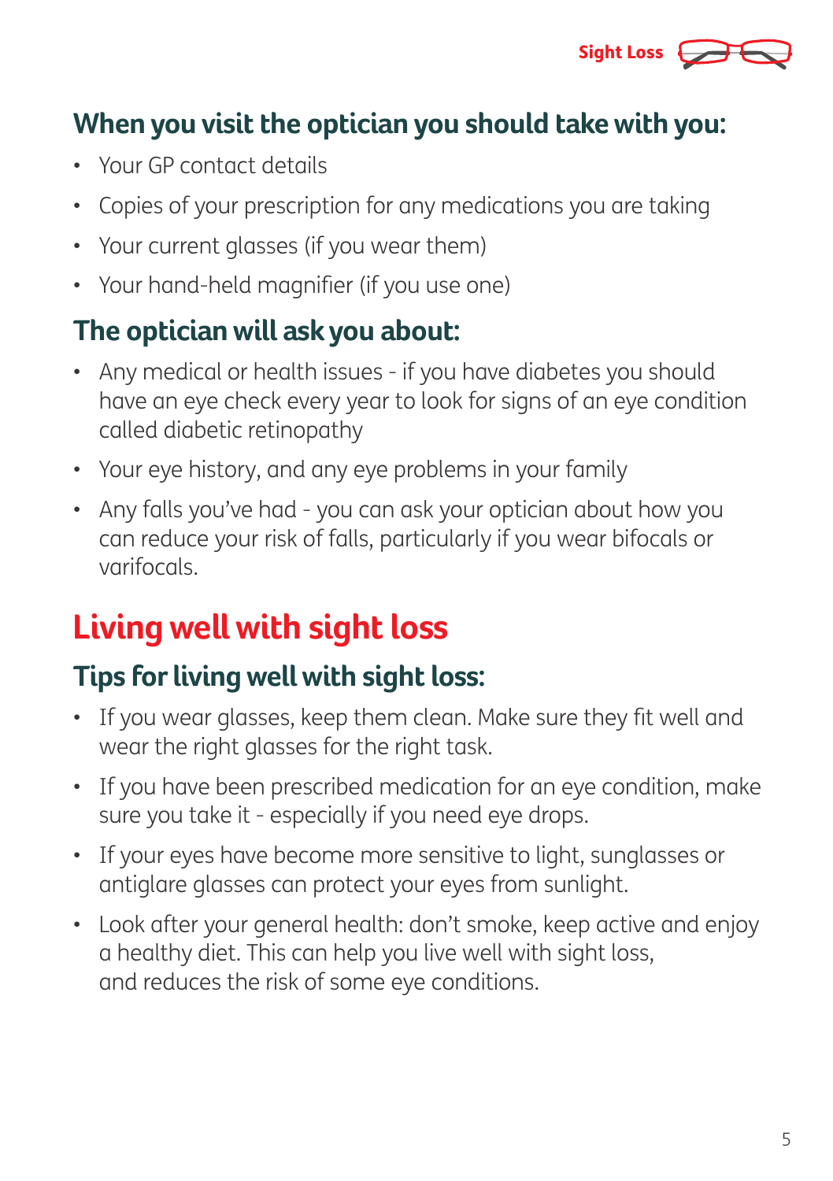### When you visit the optician you should take with you:

- Your GP contact details
- Copies of your prescription for any medications you are taking
- Your current glasses (if you wear them)
- Your hand-held magnifier (if you use one)

### The optician will ask you about:

- Any medical or health issues - if you have diabetes you should have an eye check every year to look for signs of an eye condition called diabetic retinopathy
- Your eye history, and any eye problems in your family
- Any falls you've had - you can ask your optician about how you can reduce your risk of falls, particularly if you wear bifocals or varifocals.

## Living well with sight loss

### Tips for living well with sight loss:

- If you wear glasses, keep them clean. Make sure they fit well and wear the right glasses for the right task.
- If you have been prescribed medication for an eye condition, make sure you take it - especially if you need eye drops.
- If your eyes have become more sensitive to light, sunglasses or antiglare glasses can protect your eyes from sunlight.
- Look after your general health: don't smoke, keep active and enjoy a healthy diet. This can help you live well with sight loss, and reduces the risk of some eye conditions.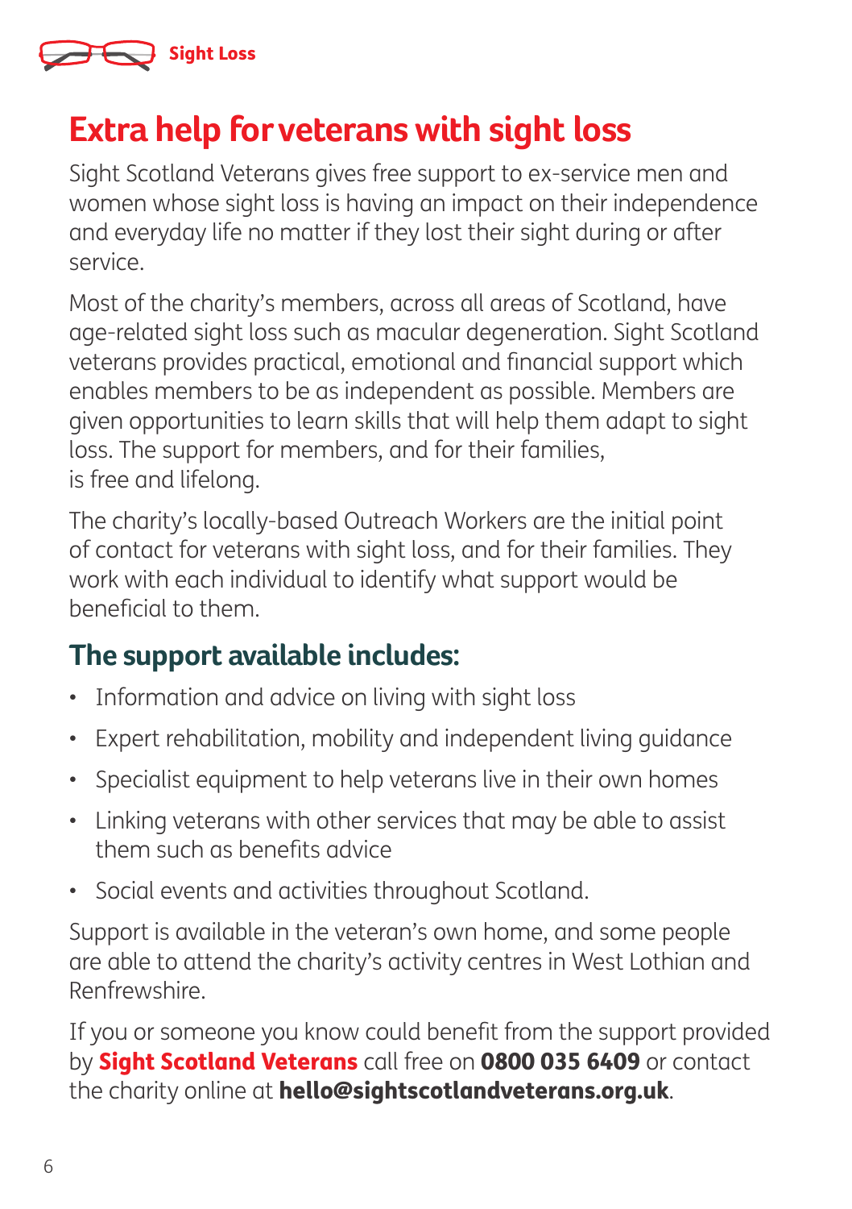# Extra help for veterans with sight loss

Sight Scotland Veterans gives free support to ex-service men and women whose sight loss is having an impact on their independence and everyday life no matter if they lost their sight during or after service.

Most of the charity's members, across all areas of Scotland, have age-related sight loss such as macular degeneration. Sight Scotland veterans provides practical, emotional and financial support which enables members to be as independent as possible. Members are given opportunities to learn skills that will help them adapt to sight loss. The support for members, and for their families, is free and lifelong.

The charity's locally-based Outreach Workers are the initial point of contact for veterans with sight loss, and for their families. They work with each individual to identify what support would be beneficial to them.

## The support available includes:

- Information and advice on living with sight loss
- Expert rehabilitation, mobility and independent living guidance
- Specialist equipment to help veterans live in their own homes
- Linking veterans with other services that may be able to assist them such as benefits advice
- Social events and activities throughout Scotland.

Support is available in the veteran's own home, and some people are able to attend the charity's activity centres in West Lothian and Renfrewshire.

If you or someone you know could benefit from the support provided by **Sight Scotland Veterans** call free on **0800 035 6409** or contact the charity online at **hello@sightscotlandveterans.org.uk**.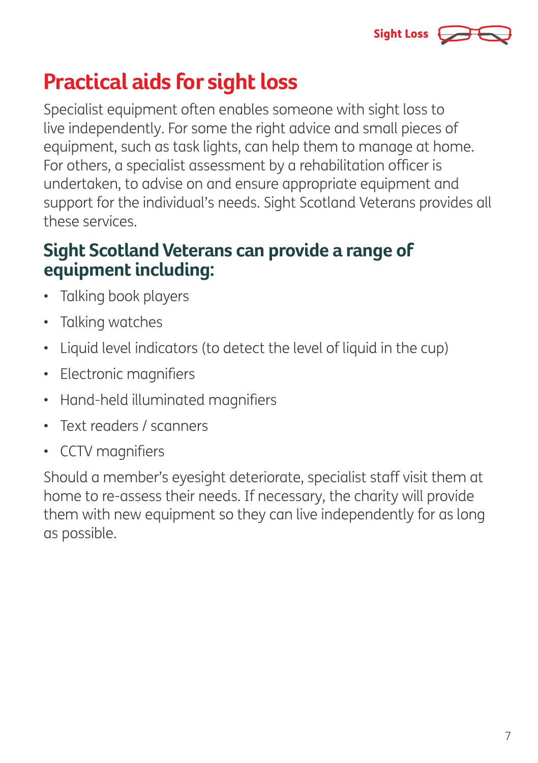# Practical aids for sight loss

Specialist equipment often enables someone with sight loss to live independently. For some the right advice and small pieces of equipment, such as task lights, can help them to manage at home. For others, a specialist assessment by a rehabilitation officer is undertaken, to advise on and ensure appropriate equipment and support for the individual's needs. Sight Scotland Veterans provides all these services.

## Sight Scotland Veterans can provide a range of equipment including:

- Talking book players
- Talking watches
- Liquid level indicators (to detect the level of liquid in the cup)
- Electronic magnifiers
- Hand-held illuminated magnifiers
- Text readers / scanners
- CCTV magnifiers

Should a member's eyesight deteriorate, specialist staff visit them at home to re-assess their needs. If necessary, the charity will provide them with new equipment so they can live independently for as long as possible.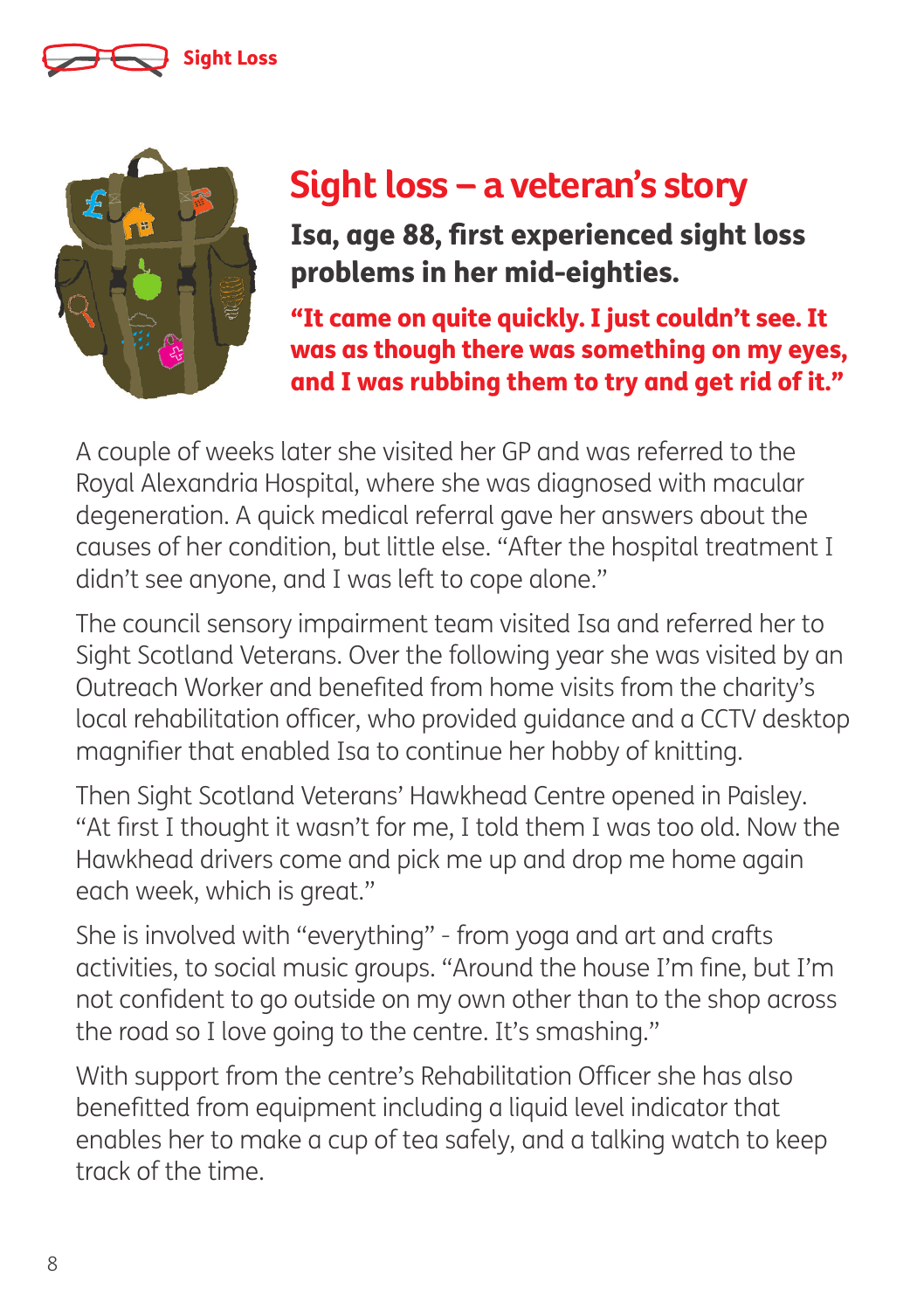# Sight loss – a veteran's story

**Isa, age 88, first experienced sight loss problems in her mid-eighties.**

**"It came on quite quickly. I just couldn't see. It was as though there was something on my eyes, and I was rubbing them to try and get rid of it."**

A couple of weeks later she visited her GP and was referred to the Royal Alexandria Hospital, where she was diagnosed with macular degeneration. A quick medical referral gave her answers about the causes of her condition, but little else. "After the hospital treatment I didn't see anyone, and I was left to cope alone."

The council sensory impairment team visited Isa and referred her to Sight Scotland Veterans. Over the following year she was visited by an Outreach Worker and benefited from home visits from the charity's local rehabilitation officer, who provided guidance and a CCTV desktop magnifier that enabled Isa to continue her hobby of knitting.

Then Sight Scotland Veterans' Hawkhead Centre opened in Paisley. "At first I thought it wasn't for me, I told them I was too old. Now the Hawkhead drivers come and pick me up and drop me home again each week, which is great."

She is involved with "everything" - from yoga and art and crafts activities, to social music groups. "Around the house I'm fine, but I'm not confident to go outside on my own other than to the shop across the road so I love going to the centre. It's smashing."

With support from the centre's Rehabilitation Officer she has also benefitted from equipment including a liquid level indicator that enables her to make a cup of tea safely, and a talking watch to keep track of the time.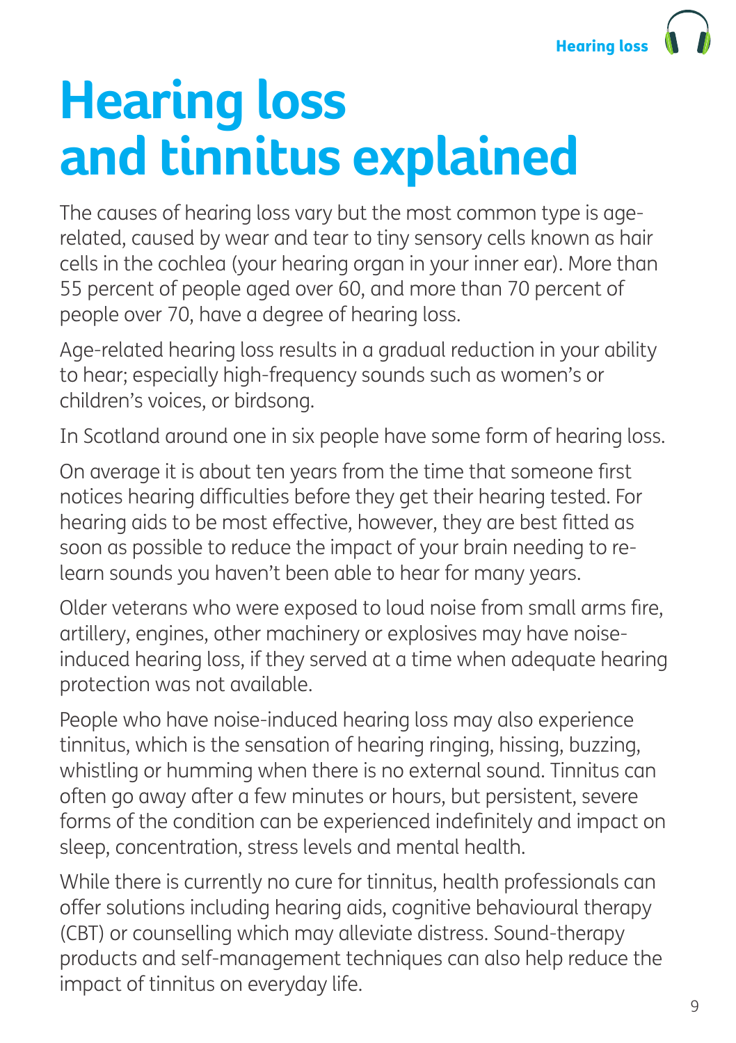# Hearing loss and tinnitus explained

The causes of hearing loss vary but the most common type is age-related, caused by wear and tear to tiny sensory cells known as hair cells in the cochlea (your hearing organ in your inner ear). More than 55 percent of people aged over 60, and more than 70 percent of people over 70, have a degree of hearing loss.

Age-related hearing loss results in a gradual reduction in your ability to hear; especially high-frequency sounds such as women's or children's voices, or birdsong.

In Scotland around one in six people have some form of hearing loss.

On average it is about ten years from the time that someone first notices hearing difficulties before they get their hearing tested. For hearing aids to be most effective, however, they are best fitted as soon as possible to reduce the impact of your brain needing to re-learn sounds you haven't been able to hear for many years.

Older veterans who were exposed to loud noise from small arms fire, artillery, engines, other machinery or explosives may have noise-induced hearing loss, if they served at a time when adequate hearing protection was not available.

People who have noise-induced hearing loss may also experience tinnitus, which is the sensation of hearing ringing, hissing, buzzing, whistling or humming when there is no external sound. Tinnitus can often go away after a few minutes or hours, but persistent, severe forms of the condition can be experienced indefinitely and impact on sleep, concentration, stress levels and mental health.

While there is currently no cure for tinnitus, health professionals can offer solutions including hearing aids, cognitive behavioural therapy (CBT) or counselling which may alleviate distress. Sound-therapy products and self-management techniques can also help reduce the impact of tinnitus on everyday life.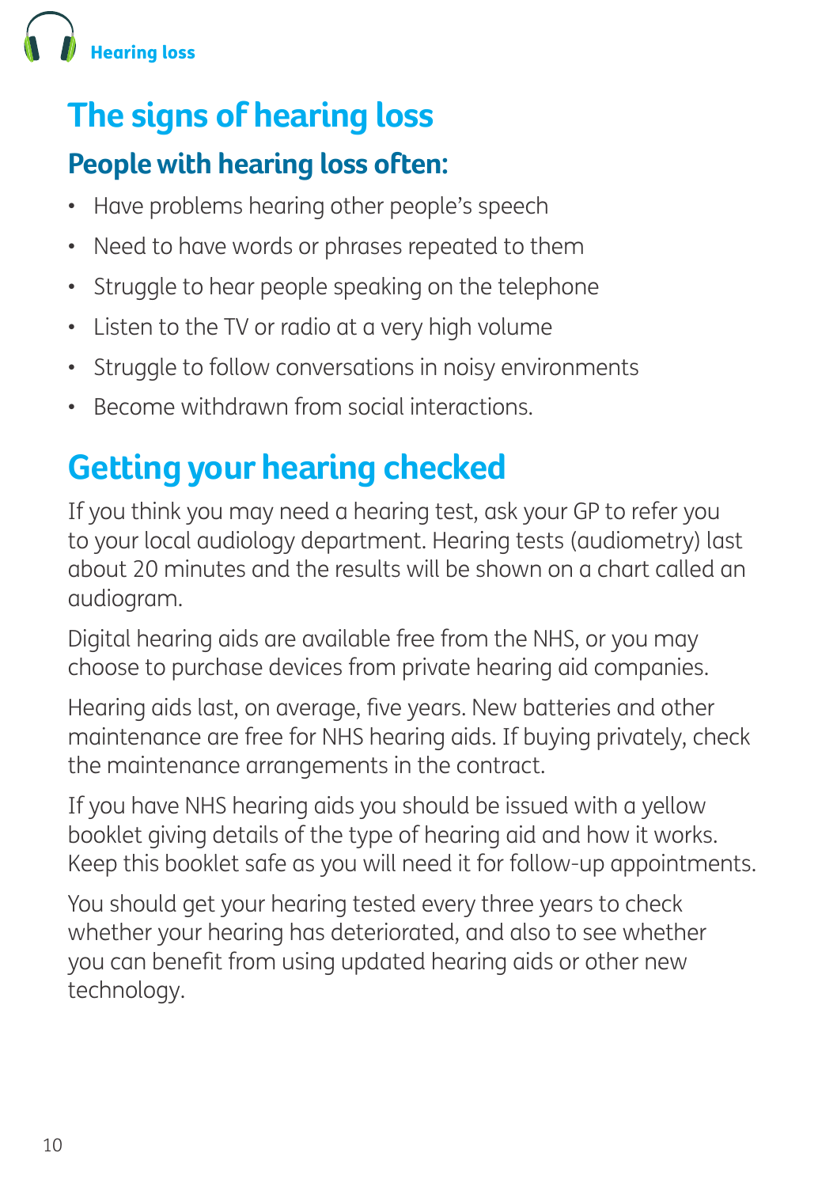# The signs of hearing loss

## People with hearing loss often:

- Have problems hearing other people's speech
- Need to have words or phrases repeated to them
- Struggle to hear people speaking on the telephone
- Listen to the TV or radio at a very high volume
- Struggle to follow conversations in noisy environments
- Become withdrawn from social interactions.

# Getting your hearing checked

If you think you may need a hearing test, ask your GP to refer you to your local audiology department. Hearing tests (audiometry) last about 20 minutes and the results will be shown on a chart called an audiogram.

Digital hearing aids are available free from the NHS, or you may choose to purchase devices from private hearing aid companies.

Hearing aids last, on average, five years. New batteries and other maintenance are free for NHS hearing aids. If buying privately, check the maintenance arrangements in the contract.

If you have NHS hearing aids you should be issued with a yellow booklet giving details of the type of hearing aid and how it works. Keep this booklet safe as you will need it for follow-up appointments.

You should get your hearing tested every three years to check whether your hearing has deteriorated, and also to see whether you can benefit from using updated hearing aids or other new technology.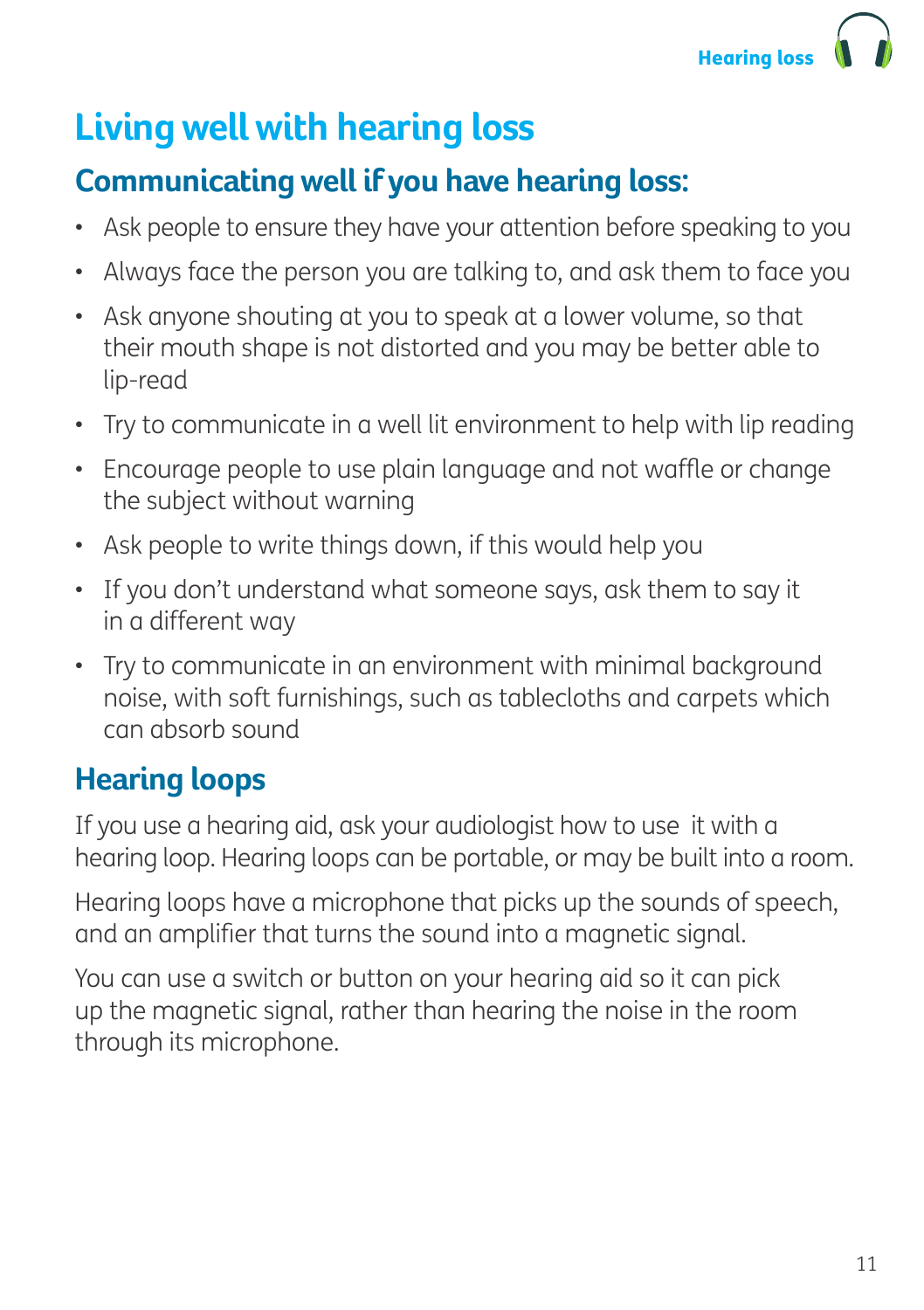# Living well with hearing loss

## Communicating well if you have hearing loss:

- Ask people to ensure they have your attention before speaking to you
- Always face the person you are talking to, and ask them to face you
- Ask anyone shouting at you to speak at a lower volume, so that their mouth shape is not distorted and you may be better able to lip-read
- Try to communicate in a well lit environment to help with lip reading
- Encourage people to use plain language and not waffle or change the subject without warning
- Ask people to write things down, if this would help you
- If you don't understand what someone says, ask them to say it in a different way
- Try to communicate in an environment with minimal background noise, with soft furnishings, such as tablecloths and carpets which can absorb sound

## Hearing loops

If you use a hearing aid, ask your audiologist how to use it with a hearing loop. Hearing loops can be portable, or may be built into a room.

Hearing loops have a microphone that picks up the sounds of speech, and an amplifier that turns the sound into a magnetic signal.

You can use a switch or button on your hearing aid so it can pick up the magnetic signal, rather than hearing the noise in the room through its microphone.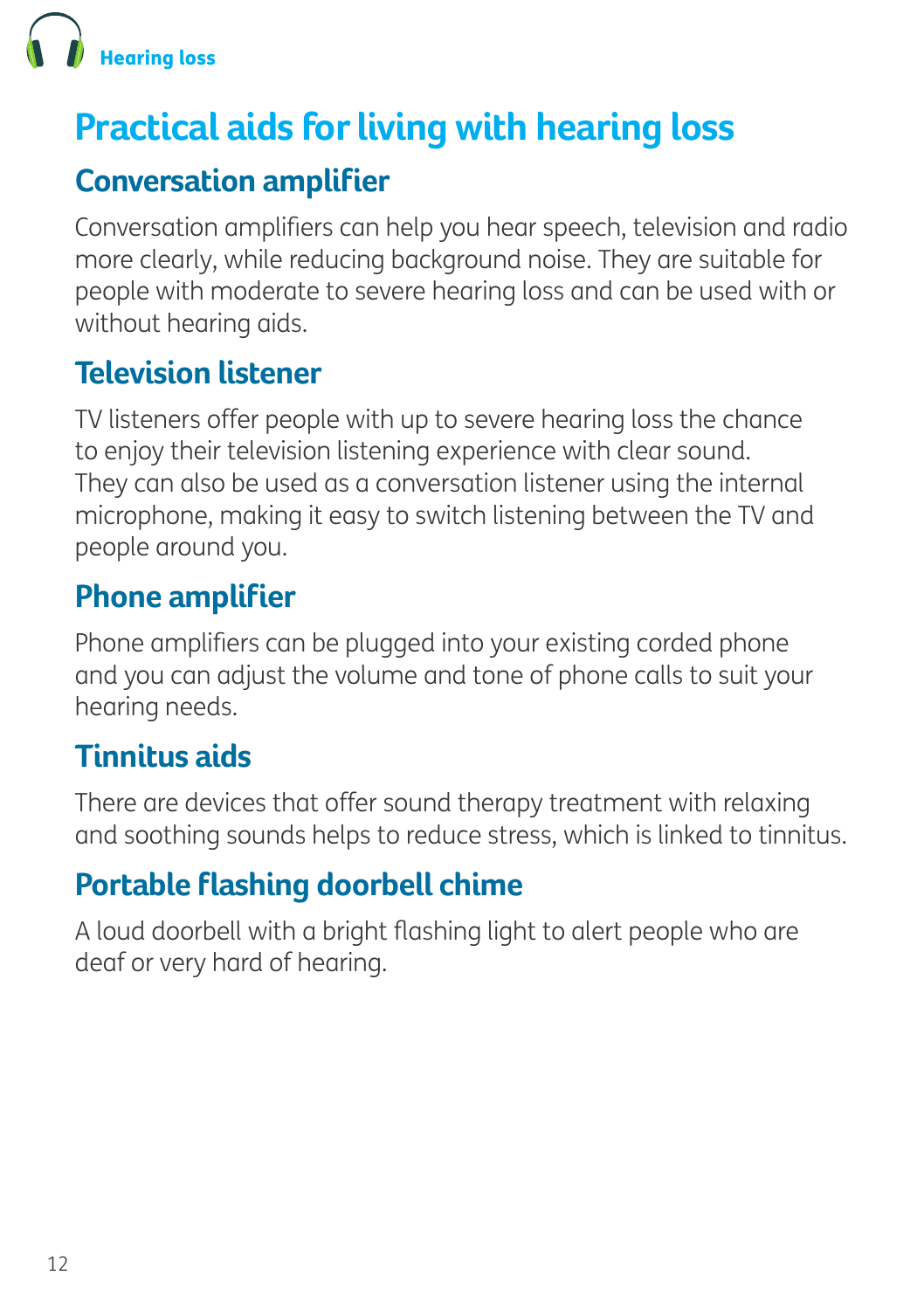# Practical aids for living with hearing loss

## Conversation amplifier

Conversation amplifiers can help you hear speech, television and radio more clearly, while reducing background noise. They are suitable for people with moderate to severe hearing loss and can be used with or without hearing aids.

## Television listener

TV listeners offer people with up to severe hearing loss the chance to enjoy their television listening experience with clear sound. They can also be used as a conversation listener using the internal microphone, making it easy to switch listening between the TV and people around you.

## Phone amplifier

Phone amplifiers can be plugged into your existing corded phone and you can adjust the volume and tone of phone calls to suit your hearing needs.

## Tinnitus aids

There are devices that offer sound therapy treatment with relaxing and soothing sounds helps to reduce stress, which is linked to tinnitus.

## Portable flashing doorbell chime

A loud doorbell with a bright flashing light to alert people who are deaf or very hard of hearing.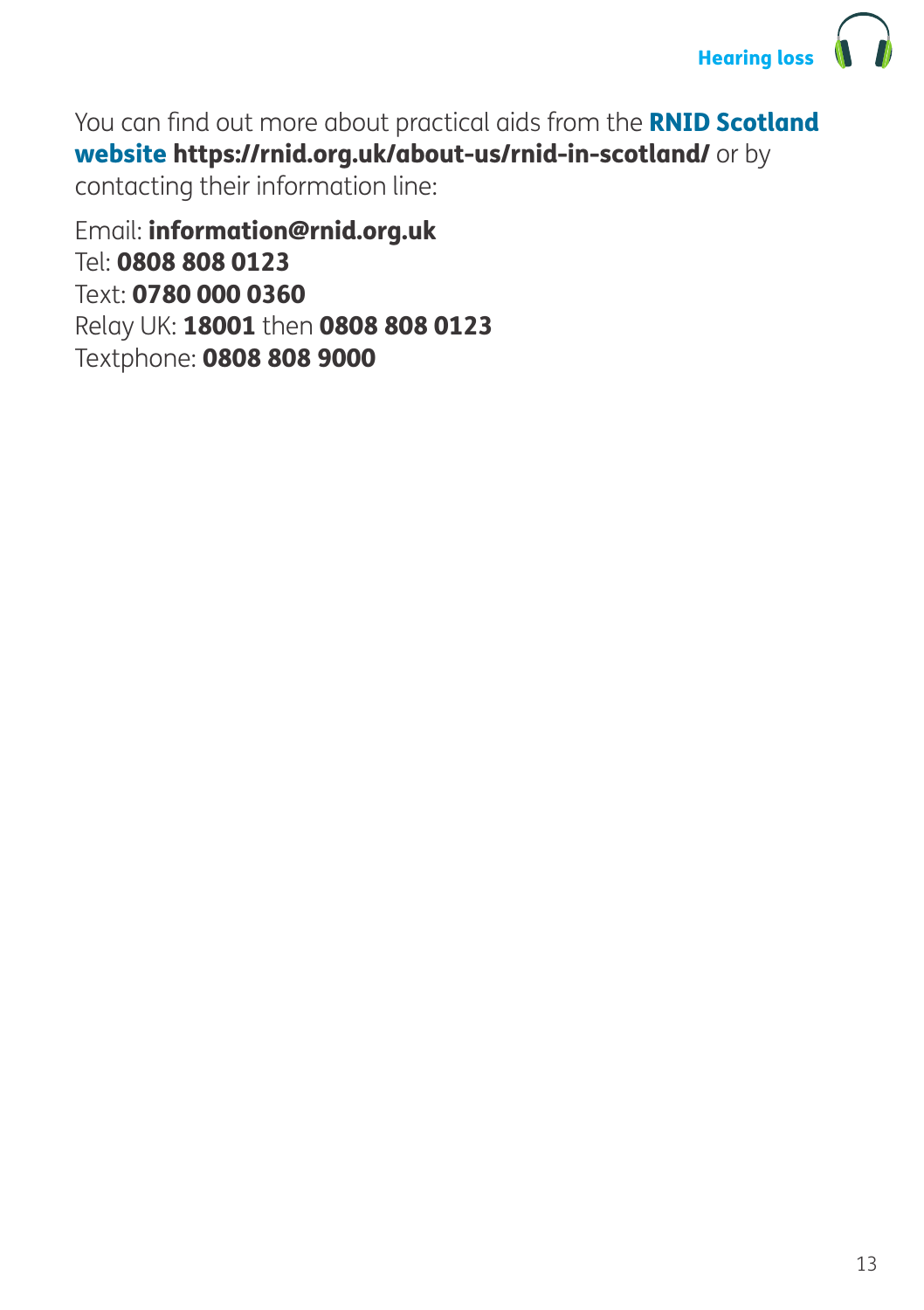You can find out more about practical aids from the **RNID Scotland website** **https://rnid.org.uk/about-us/rnid-in-scotland/** or by contacting their information line:

Email: **information@rnid.org.uk**
Tel: **0808 808 0123**
Text: **0780 000 0360**
Relay UK: **18001** then **0808 808 0123**
Textphone: **0808 808 9000**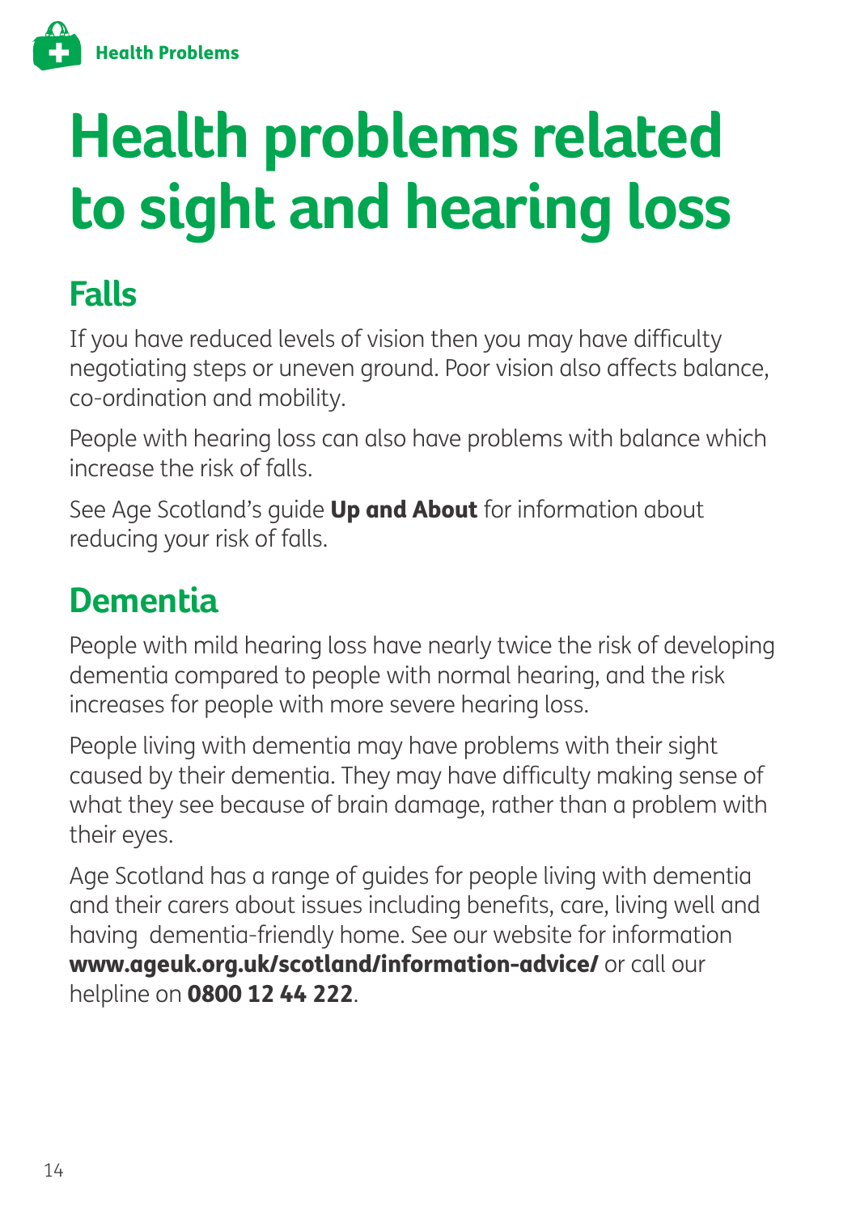# Health problems related to sight and hearing loss

## Falls

If you have reduced levels of vision then you may have difficulty negotiating steps or uneven ground. Poor vision also affects balance, co-ordination and mobility.

People with hearing loss can also have problems with balance which increase the risk of falls.

See Age Scotland's guide **Up and About** for information about reducing your risk of falls.

## Dementia

People with mild hearing loss have nearly twice the risk of developing dementia compared to people with normal hearing, and the risk increases for people with more severe hearing loss.

People living with dementia may have problems with their sight caused by their dementia. They may have difficulty making sense of what they see because of brain damage, rather than a problem with their eyes.

Age Scotland has a range of guides for people living with dementia and their carers about issues including benefits, care, living well and having dementia-friendly home. See our website for information **www.ageuk.org.uk/scotland/information-advice/** or call our helpline on **0800 12 44 222**.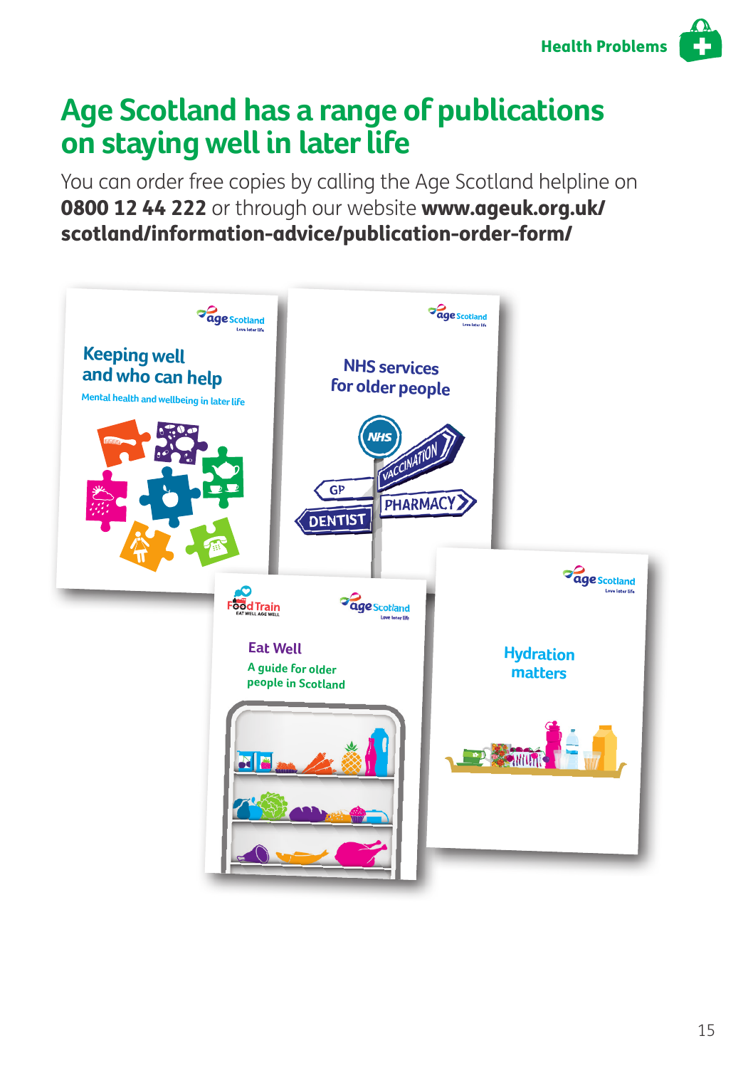# Age Scotland has a range of publications on staying well in later life

You can order free copies by calling the Age Scotland helpline on **0800 12 44 222** or through our website **www.ageuk.org.uk/scotland/information-advice/publication-order-form/**

Keeping well and who can help
Mental health and wellbeing in later life

NHS services for older people

Eat Well
A guide for older people in Scotland

Hydration matters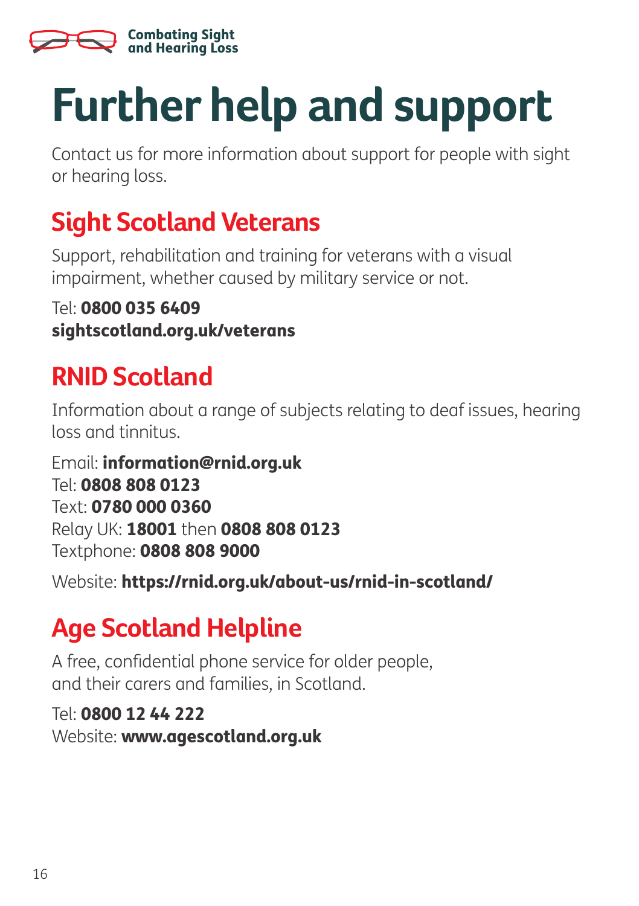# Further help and support

Contact us for more information about support for people with sight or hearing loss.

## Sight Scotland Veterans

Support, rehabilitation and training for veterans with a visual impairment, whether caused by military service or not.

Tel: **0800 035 6409**
**sightscotland.org.uk/veterans**

## RNID Scotland

Information about a range of subjects relating to deaf issues, hearing loss and tinnitus.

Email: **information@rnid.org.uk**
Tel: **0808 808 0123**
Text: **0780 000 0360**
Relay UK: **18001** then **0808 808 0123**
Textphone: **0808 808 9000**

Website: **https://rnid.org.uk/about-us/rnid-in-scotland/**

## Age Scotland Helpline

A free, confidential phone service for older people, and their carers and families, in Scotland.

Tel: **0800 12 44 222**
Website: **www.agescotland.org.uk**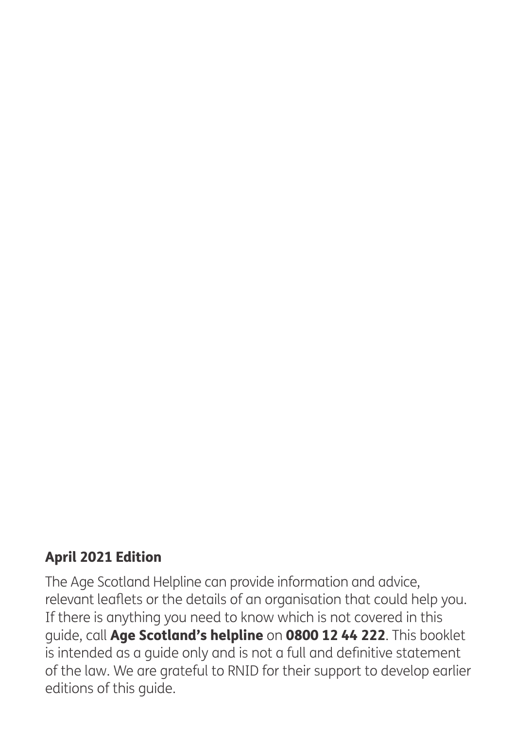## April 2021 Edition

The Age Scotland Helpline can provide information and advice, relevant leaflets or the details of an organisation that could help you. If there is anything you need to know which is not covered in this guide, call **Age Scotland's helpline** on **0800 12 44 222**. This booklet is intended as a guide only and is not a full and definitive statement of the law. We are grateful to RNID for their support to develop earlier editions of this guide.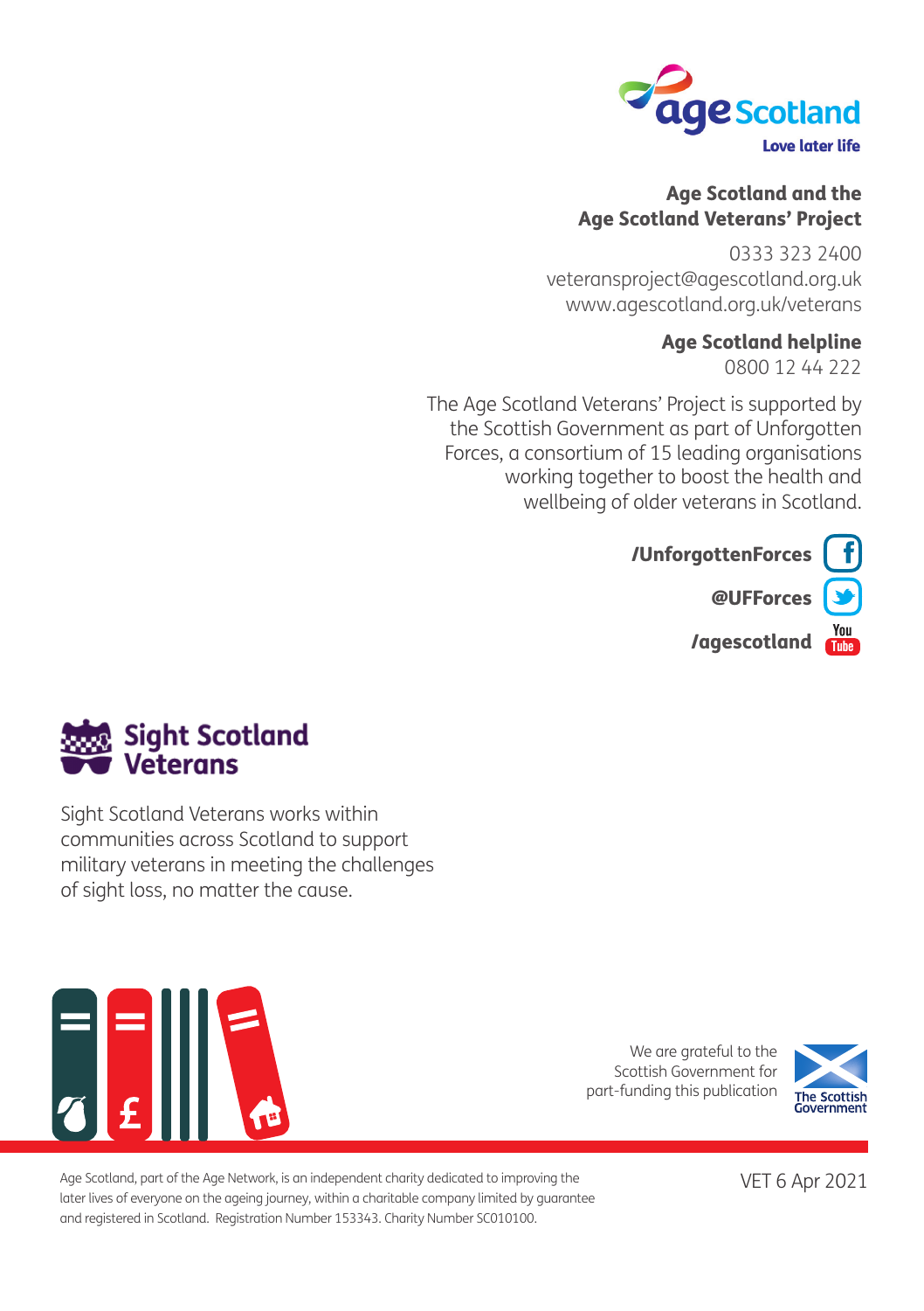age Scotland
Love later life

**Age Scotland and the Age Scotland Veterans' Project**

0333 323 2400
veteransproject@agescotland.org.uk
www.agescotland.org.uk/veterans

**Age Scotland helpline**
0800 12 44 222

The Age Scotland Veterans' Project is supported by the Scottish Government as part of Unforgotten Forces, a consortium of 15 leading organisations working together to boost the health and wellbeing of older veterans in Scotland.

**/UnforgottenForces**

**@UFForces**

**/agescotland**

**Sight Scotland Veterans**

Sight Scotland Veterans works within communities across Scotland to support military veterans in meeting the challenges of sight loss, no matter the cause.

We are grateful to the Scottish Government for part-funding this publication

The Scottish Government

Age Scotland, part of the Age Network, is an independent charity dedicated to improving the later lives of everyone on the ageing journey, within a charitable company limited by guarantee and registered in Scotland. Registration Number 153343. Charity Number SC010100.

VET 6 Apr 2021